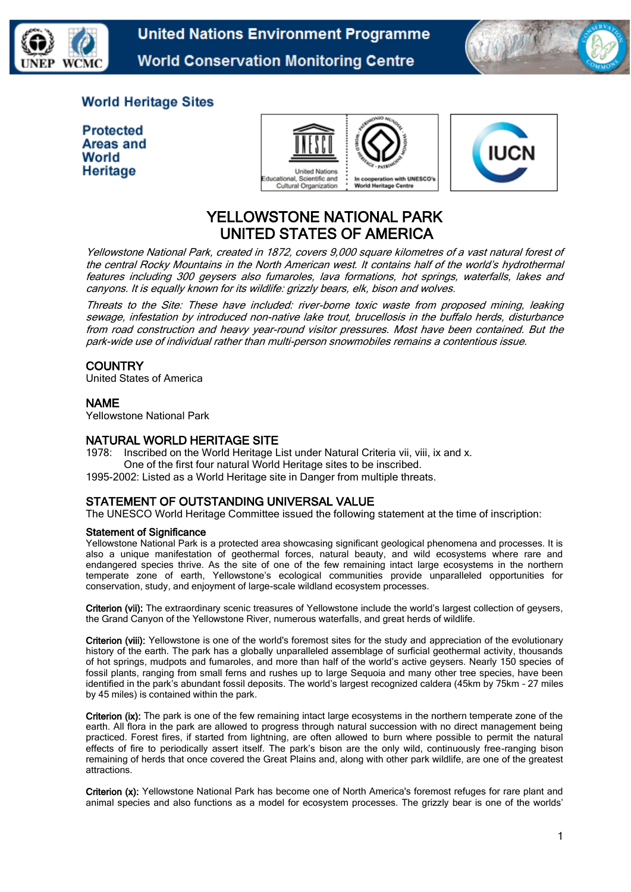United Nations Environment Programme
World Conservation Monitoring Centre

World Heritage Sites

Protected Areas and World Heritage

# YELLOWSTONE NATIONAL PARK
# UNITED STATES OF AMERICA

*Yellowstone National Park, created in 1872, covers 9,000 square kilometres of a vast natural forest of the central Rocky Mountains in the North American west. It contains half of the world's hydrothermal features including 300 geysers also fumaroles, lava formations, hot springs, waterfalls, lakes and canyons. It is equally known for its wildlife: grizzly bears, elk, bison and wolves.*

*Threats to the Site: These have included: river-borne toxic waste from proposed mining, leaking sewage, infestation by introduced non-native lake trout, brucellosis in the buffalo herds, disturbance from road construction and heavy year-round visitor pressures. Most have been contained. But the park-wide use of individual rather than multi-person snowmobiles remains a contentious issue.*

## COUNTRY
United States of America

## NAME
Yellowstone National Park

## NATURAL WORLD HERITAGE SITE
1978: Inscribed on the World Heritage List under Natural Criteria vii, viii, ix and x.
One of the first four natural World Heritage sites to be inscribed.
1995-2002: Listed as a World Heritage site in Danger from multiple threats.

## STATEMENT OF OUTSTANDING UNIVERSAL VALUE
The UNESCO World Heritage Committee issued the following statement at the time of inscription:

### Statement of Significance
Yellowstone National Park is a protected area showcasing significant geological phenomena and processes. It is also a unique manifestation of geothermal forces, natural beauty, and wild ecosystems where rare and endangered species thrive. As the site of one of the few remaining intact large ecosystems in the northern temperate zone of earth, Yellowstone's ecological communities provide unparalleled opportunities for conservation, study, and enjoyment of large-scale wildland ecosystem processes.

**Criterion (vii):** The extraordinary scenic treasures of Yellowstone include the world's largest collection of geysers, the Grand Canyon of the Yellowstone River, numerous waterfalls, and great herds of wildlife.

**Criterion (viii):** Yellowstone is one of the world's foremost sites for the study and appreciation of the evolutionary history of the earth. The park has a globally unparalleled assemblage of surficial geothermal activity, thousands of hot springs, mudpots and fumaroles, and more than half of the world's active geysers. Nearly 150 species of fossil plants, ranging from small ferns and rushes up to large Sequoia and many other tree species, have been identified in the park's abundant fossil deposits. The world's largest recognized caldera (45km by 75km - 27 miles by 45 miles) is contained within the park.

**Criterion (ix):** The park is one of the few remaining intact large ecosystems in the northern temperate zone of the earth. All flora in the park are allowed to progress through natural succession with no direct management being practiced. Forest fires, if started from lightning, are often allowed to burn where possible to permit the natural effects of fire to periodically assert itself. The park's bison are the only wild, continuously free-ranging bison remaining of herds that once covered the Great Plains and, along with other park wildlife, are one of the greatest attractions.

**Criterion (x):** Yellowstone National Park has become one of North America's foremost refuges for rare plant and animal species and also functions as a model for ecosystem processes. The grizzly bear is one of the worlds'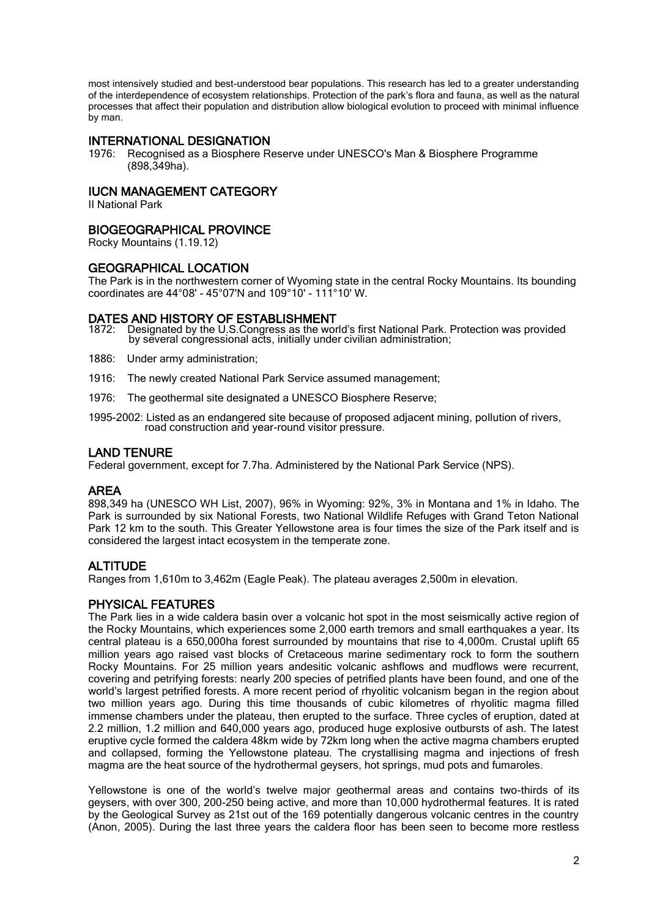most intensively studied and best-understood bear populations. This research has led to a greater understanding of the interdependence of ecosystem relationships. Protection of the park's flora and fauna, as well as the natural processes that affect their population and distribution allow biological evolution to proceed with minimal influence by man.

## INTERNATIONAL DESIGNATION

1976: Recognised as a Biosphere Reserve under UNESCO's Man & Biosphere Programme (898,349ha).

## IUCN MANAGEMENT CATEGORY

II National Park

## BIOGEOGRAPHICAL PROVINCE

Rocky Mountains (1.19.12)

## GEOGRAPHICAL LOCATION

The Park is in the northwestern corner of Wyoming state in the central Rocky Mountains. Its bounding coordinates are 44°08' - 45°07'N and 109°10' - 111°10' W.

## DATES AND HISTORY OF ESTABLISHMENT

1872: Designated by the U.S.Congress as the world's first National Park. Protection was provided by several congressional acts, initially under civilian administration;

1886: Under army administration;

1916: The newly created National Park Service assumed management;

1976: The geothermal site designated a UNESCO Biosphere Reserve;

1995-2002: Listed as an endangered site because of proposed adjacent mining, pollution of rivers, road construction and year-round visitor pressure.

## LAND TENURE

Federal government, except for 7.7ha. Administered by the National Park Service (NPS).

## AREA

898,349 ha (UNESCO WH List, 2007), 96% in Wyoming: 92%, 3% in Montana and 1% in Idaho. The Park is surrounded by six National Forests, two National Wildlife Refuges with Grand Teton National Park 12 km to the south. This Greater Yellowstone area is four times the size of the Park itself and is considered the largest intact ecosystem in the temperate zone.

## ALTITUDE

Ranges from 1,610m to 3,462m (Eagle Peak). The plateau averages 2,500m in elevation.

## PHYSICAL FEATURES

The Park lies in a wide caldera basin over a volcanic hot spot in the most seismically active region of the Rocky Mountains, which experiences some 2,000 earth tremors and small earthquakes a year. Its central plateau is a 650,000ha forest surrounded by mountains that rise to 4,000m. Crustal uplift 65 million years ago raised vast blocks of Cretaceous marine sedimentary rock to form the southern Rocky Mountains. For 25 million years andesitic volcanic ashflows and mudflows were recurrent, covering and petrifying forests: nearly 200 species of petrified plants have been found, and one of the world's largest petrified forests. A more recent period of rhyolitic volcanism began in the region about two million years ago. During this time thousands of cubic kilometres of rhyolitic magma filled immense chambers under the plateau, then erupted to the surface. Three cycles of eruption, dated at 2.2 million, 1.2 million and 640,000 years ago, produced huge explosive outbursts of ash. The latest eruptive cycle formed the caldera 48km wide by 72km long when the active magma chambers erupted and collapsed, forming the Yellowstone plateau. The crystallising magma and injections of fresh magma are the heat source of the hydrothermal geysers, hot springs, mud pots and fumaroles.

Yellowstone is one of the world's twelve major geothermal areas and contains two-thirds of its geysers, with over 300, 200-250 being active, and more than 10,000 hydrothermal features. It is rated by the Geological Survey as 21st out of the 169 potentially dangerous volcanic centres in the country (Anon, 2005). During the last three years the caldera floor has been seen to become more restless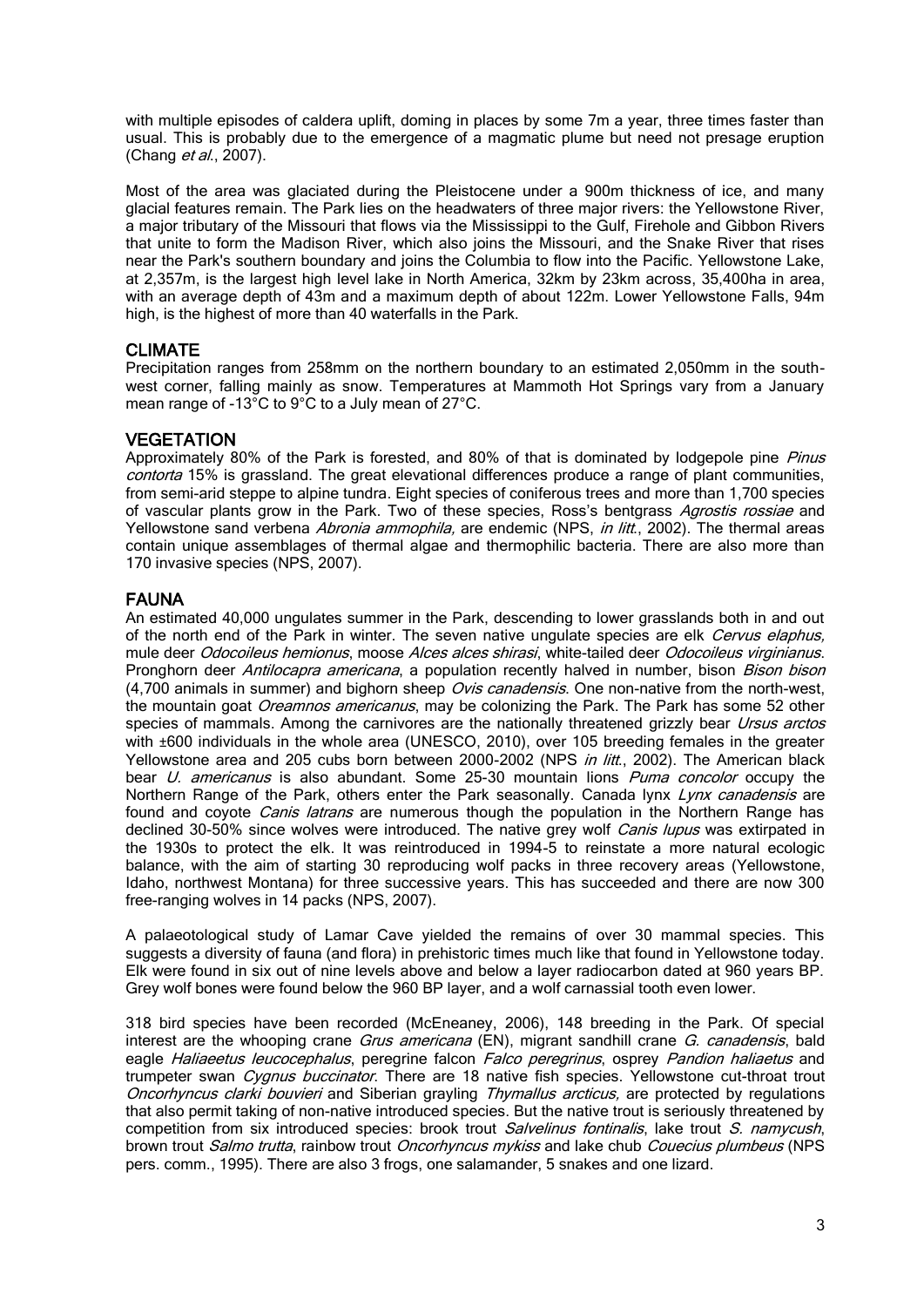with multiple episodes of caldera uplift, doming in places by some 7m a year, three times faster than usual. This is probably due to the emergence of a magmatic plume but need not presage eruption (Chang *et al.*, 2007).

Most of the area was glaciated during the Pleistocene under a 900m thickness of ice, and many glacial features remain. The Park lies on the headwaters of three major rivers: the Yellowstone River, a major tributary of the Missouri that flows via the Mississippi to the Gulf, Firehole and Gibbon Rivers that unite to form the Madison River, which also joins the Missouri, and the Snake River that rises near the Park's southern boundary and joins the Columbia to flow into the Pacific. Yellowstone Lake, at 2,357m, is the largest high level lake in North America, 32km by 23km across, 35,400ha in area, with an average depth of 43m and a maximum depth of about 122m. Lower Yellowstone Falls, 94m high, is the highest of more than 40 waterfalls in the Park.

## CLIMATE

Precipitation ranges from 258mm on the northern boundary to an estimated 2,050mm in the south-west corner, falling mainly as snow. Temperatures at Mammoth Hot Springs vary from a January mean range of -13°C to 9°C to a July mean of 27°C.

## VEGETATION

Approximately 80% of the Park is forested, and 80% of that is dominated by lodgepole pine *Pinus contorta* 15% is grassland. The great elevational differences produce a range of plant communities, from semi-arid steppe to alpine tundra. Eight species of coniferous trees and more than 1,700 species of vascular plants grow in the Park. Two of these species, Ross's bentgrass *Agrostis rossiae* and Yellowstone sand verbena *Abronia ammophila,* are endemic (NPS, *in litt.*, 2002). The thermal areas contain unique assemblages of thermal algae and thermophilic bacteria. There are also more than 170 invasive species (NPS, 2007).

## FAUNA

An estimated 40,000 ungulates summer in the Park, descending to lower grasslands both in and out of the north end of the Park in winter. The seven native ungulate species are elk *Cervus elaphus,* mule deer *Odocoileus hemionus*, moose *Alces alces shirasi*, white-tailed deer *Odocoileus virginianus*. Pronghorn deer *Antilocapra americana*, a population recently halved in number, bison *Bison bison* (4,700 animals in summer) and bighorn sheep *Ovis canadensis*. One non-native from the north-west, the mountain goat *Oreamnos americanus*, may be colonizing the Park. The Park has some 52 other species of mammals. Among the carnivores are the nationally threatened grizzly bear *Ursus arctos* with ±600 individuals in the whole area (UNESCO, 2010), over 105 breeding females in the greater Yellowstone area and 205 cubs born between 2000-2002 (NPS *in litt.*, 2002). The American black bear *U. americanus* is also abundant. Some 25-30 mountain lions *Puma concolor* occupy the Northern Range of the Park, others enter the Park seasonally. Canada lynx *Lynx canadensis* are found and coyote *Canis latrans* are numerous though the population in the Northern Range has declined 30-50% since wolves were introduced. The native grey wolf *Canis lupus* was extirpated in the 1930s to protect the elk. It was reintroduced in 1994-5 to reinstate a more natural ecologic balance, with the aim of starting 30 reproducing wolf packs in three recovery areas (Yellowstone, Idaho, northwest Montana) for three successive years. This has succeeded and there are now 300 free-ranging wolves in 14 packs (NPS, 2007).

A palaeotological study of Lamar Cave yielded the remains of over 30 mammal species. This suggests a diversity of fauna (and flora) in prehistoric times much like that found in Yellowstone today. Elk were found in six out of nine levels above and below a layer radiocarbon dated at 960 years BP. Grey wolf bones were found below the 960 BP layer, and a wolf carnassial tooth even lower.

318 bird species have been recorded (McEneaney, 2006), 148 breeding in the Park. Of special interest are the whooping crane *Grus americana* (EN), migrant sandhill crane *G. canadensis*, bald eagle *Haliaeetus leucocephalus*, peregrine falcon *Falco peregrinus*, osprey *Pandion haliaetus* and trumpeter swan *Cygnus buccinator*. There are 18 native fish species. Yellowstone cut-throat trout *Oncorhyncus clarki bouvieri* and Siberian grayling *Thymallus arcticus,* are protected by regulations that also permit taking of non-native introduced species. But the native trout is seriously threatened by competition from six introduced species: brook trout *Salvelinus fontinalis*, lake trout *S. namycush*, brown trout *Salmo trutta*, rainbow trout *Oncorhyncus mykiss* and lake chub *Couecius plumbeus* (NPS pers. comm., 1995). There are also 3 frogs, one salamander, 5 snakes and one lizard.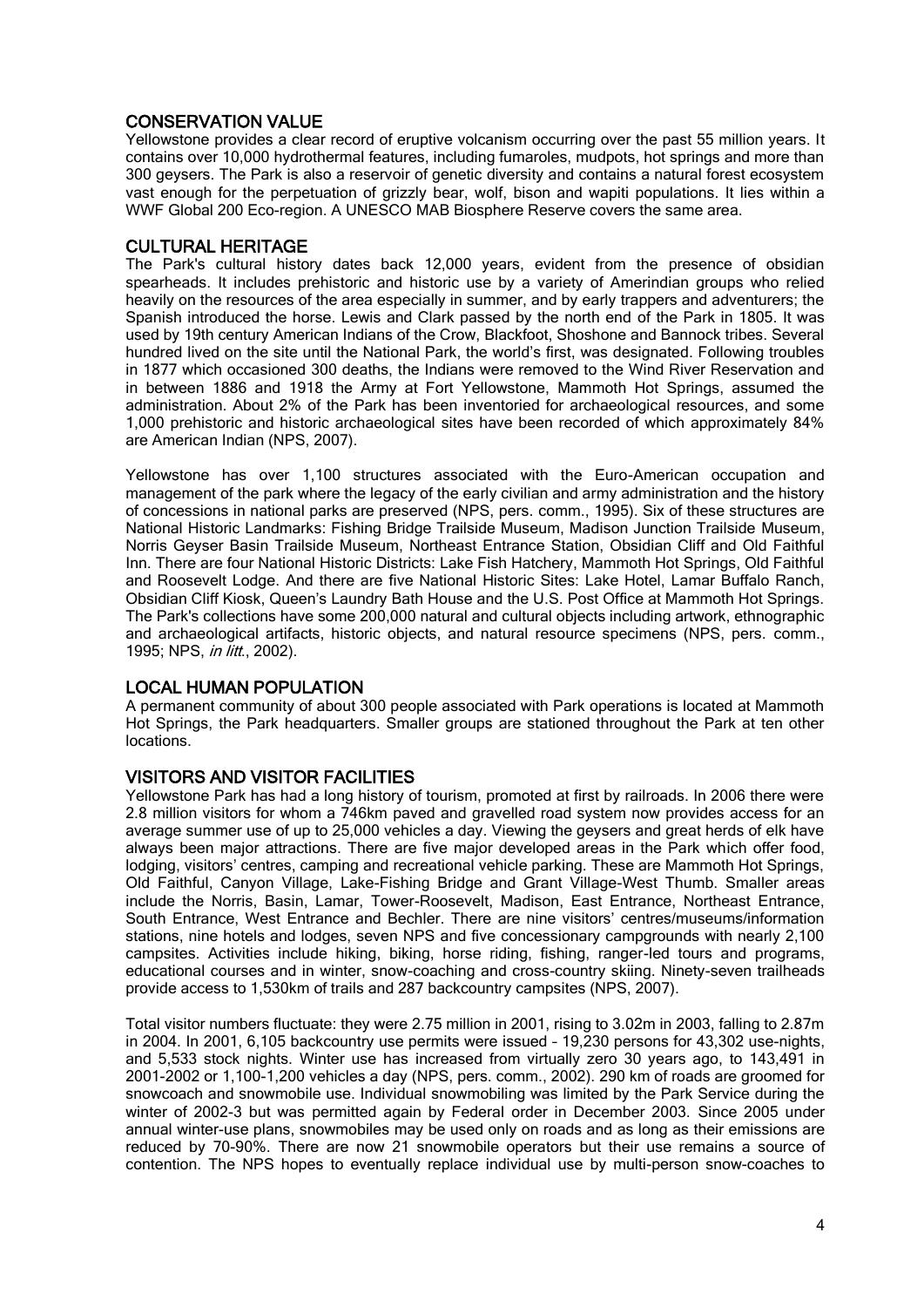## CONSERVATION VALUE

Yellowstone provides a clear record of eruptive volcanism occurring over the past 55 million years. It contains over 10,000 hydrothermal features, including fumaroles, mudpots, hot springs and more than 300 geysers. The Park is also a reservoir of genetic diversity and contains a natural forest ecosystem vast enough for the perpetuation of grizzly bear, wolf, bison and wapiti populations. It lies within a WWF Global 200 Eco-region. A UNESCO MAB Biosphere Reserve covers the same area.

## CULTURAL HERITAGE

The Park's cultural history dates back 12,000 years, evident from the presence of obsidian spearheads. It includes prehistoric and historic use by a variety of Amerindian groups who relied heavily on the resources of the area especially in summer, and by early trappers and adventurers; the Spanish introduced the horse. Lewis and Clark passed by the north end of the Park in 1805. It was used by 19th century American Indians of the Crow, Blackfoot, Shoshone and Bannock tribes. Several hundred lived on the site until the National Park, the world's first, was designated. Following troubles in 1877 which occasioned 300 deaths, the Indians were removed to the Wind River Reservation and in between 1886 and 1918 the Army at Fort Yellowstone, Mammoth Hot Springs, assumed the administration. About 2% of the Park has been inventoried for archaeological resources, and some 1,000 prehistoric and historic archaeological sites have been recorded of which approximately 84% are American Indian (NPS, 2007).

Yellowstone has over 1,100 structures associated with the Euro-American occupation and management of the park where the legacy of the early civilian and army administration and the history of concessions in national parks are preserved (NPS, pers. comm., 1995). Six of these structures are National Historic Landmarks: Fishing Bridge Trailside Museum, Madison Junction Trailside Museum, Norris Geyser Basin Trailside Museum, Northeast Entrance Station, Obsidian Cliff and Old Faithful Inn. There are four National Historic Districts: Lake Fish Hatchery, Mammoth Hot Springs, Old Faithful and Roosevelt Lodge. And there are five National Historic Sites: Lake Hotel, Lamar Buffalo Ranch, Obsidian Cliff Kiosk, Queen's Laundry Bath House and the U.S. Post Office at Mammoth Hot Springs. The Park's collections have some 200,000 natural and cultural objects including artwork, ethnographic and archaeological artifacts, historic objects, and natural resource specimens (NPS, pers. comm., 1995; NPS, *in litt.*, 2002).

## LOCAL HUMAN POPULATION

A permanent community of about 300 people associated with Park operations is located at Mammoth Hot Springs, the Park headquarters. Smaller groups are stationed throughout the Park at ten other locations.

## VISITORS AND VISITOR FACILITIES

Yellowstone Park has had a long history of tourism, promoted at first by railroads. In 2006 there were 2.8 million visitors for whom a 746km paved and gravelled road system now provides access for an average summer use of up to 25,000 vehicles a day. Viewing the geysers and great herds of elk have always been major attractions. There are five major developed areas in the Park which offer food, lodging, visitors' centres, camping and recreational vehicle parking. These are Mammoth Hot Springs, Old Faithful, Canyon Village, Lake-Fishing Bridge and Grant Village-West Thumb. Smaller areas include the Norris, Basin, Lamar, Tower-Roosevelt, Madison, East Entrance, Northeast Entrance, South Entrance, West Entrance and Bechler. There are nine visitors' centres/museums/information stations, nine hotels and lodges, seven NPS and five concessionary campgrounds with nearly 2,100 campsites. Activities include hiking, biking, horse riding, fishing, ranger-led tours and programs, educational courses and in winter, snow-coaching and cross-country skiing. Ninety-seven trailheads provide access to 1,530km of trails and 287 backcountry campsites (NPS, 2007).

Total visitor numbers fluctuate: they were 2.75 million in 2001, rising to 3.02m in 2003, falling to 2.87m in 2004. In 2001, 6,105 backcountry use permits were issued – 19,230 persons for 43,302 use-nights, and 5,533 stock nights. Winter use has increased from virtually zero 30 years ago, to 143,491 in 2001-2002 or 1,100-1,200 vehicles a day (NPS, pers. comm., 2002). 290 km of roads are groomed for snowcoach and snowmobile use. Individual snowmobiling was limited by the Park Service during the winter of 2002-3 but was permitted again by Federal order in December 2003. Since 2005 under annual winter-use plans, snowmobiles may be used only on roads and as long as their emissions are reduced by 70-90%. There are now 21 snowmobile operators but their use remains a source of contention. The NPS hopes to eventually replace individual use by multi-person snow-coaches to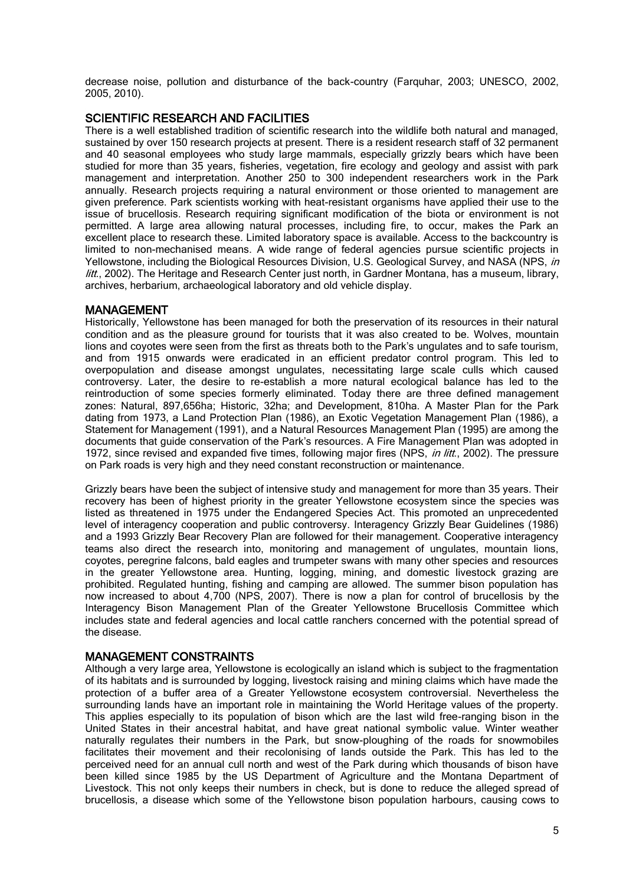decrease noise, pollution and disturbance of the back-country (Farquhar, 2003; UNESCO, 2002, 2005, 2010).

## SCIENTIFIC RESEARCH AND FACILITIES

There is a well established tradition of scientific research into the wildlife both natural and managed, sustained by over 150 research projects at present. There is a resident research staff of 32 permanent and 40 seasonal employees who study large mammals, especially grizzly bears which have been studied for more than 35 years, fisheries, vegetation, fire ecology and geology and assist with park management and interpretation. Another 250 to 300 independent researchers work in the Park annually. Research projects requiring a natural environment or those oriented to management are given preference. Park scientists working with heat-resistant organisms have applied their use to the issue of brucellosis. Research requiring significant modification of the biota or environment is not permitted. A large area allowing natural processes, including fire, to occur, makes the Park an excellent place to research these. Limited laboratory space is available. Access to the backcountry is limited to non-mechanised means. A wide range of federal agencies pursue scientific projects in Yellowstone, including the Biological Resources Division, U.S. Geological Survey, and NASA (NPS, *in litt.*, 2002). The Heritage and Research Center just north, in Gardner Montana, has a museum, library, archives, herbarium, archaeological laboratory and old vehicle display.

## MANAGEMENT

Historically, Yellowstone has been managed for both the preservation of its resources in their natural condition and as the pleasure ground for tourists that it was also created to be. Wolves, mountain lions and coyotes were seen from the first as threats both to the Park's ungulates and to safe tourism, and from 1915 onwards were eradicated in an efficient predator control program. This led to overpopulation and disease amongst ungulates, necessitating large scale culls which caused controversy. Later, the desire to re-establish a more natural ecological balance has led to the reintroduction of some species formerly eliminated. Today there are three defined management zones: Natural, 897,656ha; Historic, 32ha; and Development, 810ha. A Master Plan for the Park dating from 1973, a Land Protection Plan (1986), an Exotic Vegetation Management Plan (1986), a Statement for Management (1991), and a Natural Resources Management Plan (1995) are among the documents that guide conservation of the Park's resources. A Fire Management Plan was adopted in 1972, since revised and expanded five times, following major fires (NPS, *in litt.*, 2002). The pressure on Park roads is very high and they need constant reconstruction or maintenance.

Grizzly bears have been the subject of intensive study and management for more than 35 years. Their recovery has been of highest priority in the greater Yellowstone ecosystem since the species was listed as threatened in 1975 under the Endangered Species Act. This promoted an unprecedented level of interagency cooperation and public controversy. Interagency Grizzly Bear Guidelines (1986) and a 1993 Grizzly Bear Recovery Plan are followed for their management. Cooperative interagency teams also direct the research into, monitoring and management of ungulates, mountain lions, coyotes, peregrine falcons, bald eagles and trumpeter swans with many other species and resources in the greater Yellowstone area. Hunting, logging, mining, and domestic livestock grazing are prohibited. Regulated hunting, fishing and camping are allowed. The summer bison population has now increased to about 4,700 (NPS, 2007). There is now a plan for control of brucellosis by the Interagency Bison Management Plan of the Greater Yellowstone Brucellosis Committee which includes state and federal agencies and local cattle ranchers concerned with the potential spread of the disease.

## MANAGEMENT CONSTRAINTS

Although a very large area, Yellowstone is ecologically an island which is subject to the fragmentation of its habitats and is surrounded by logging, livestock raising and mining claims which have made the protection of a buffer area of a Greater Yellowstone ecosystem controversial. Nevertheless the surrounding lands have an important role in maintaining the World Heritage values of the property. This applies especially to its population of bison which are the last wild free-ranging bison in the United States in their ancestral habitat, and have great national symbolic value. Winter weather naturally regulates their numbers in the Park, but snow-ploughing of the roads for snowmobiles facilitates their movement and their recolonising of lands outside the Park. This has led to the perceived need for an annual cull north and west of the Park during which thousands of bison have been killed since 1985 by the US Department of Agriculture and the Montana Department of Livestock. This not only keeps their numbers in check, but is done to reduce the alleged spread of brucellosis, a disease which some of the Yellowstone bison population harbours, causing cows to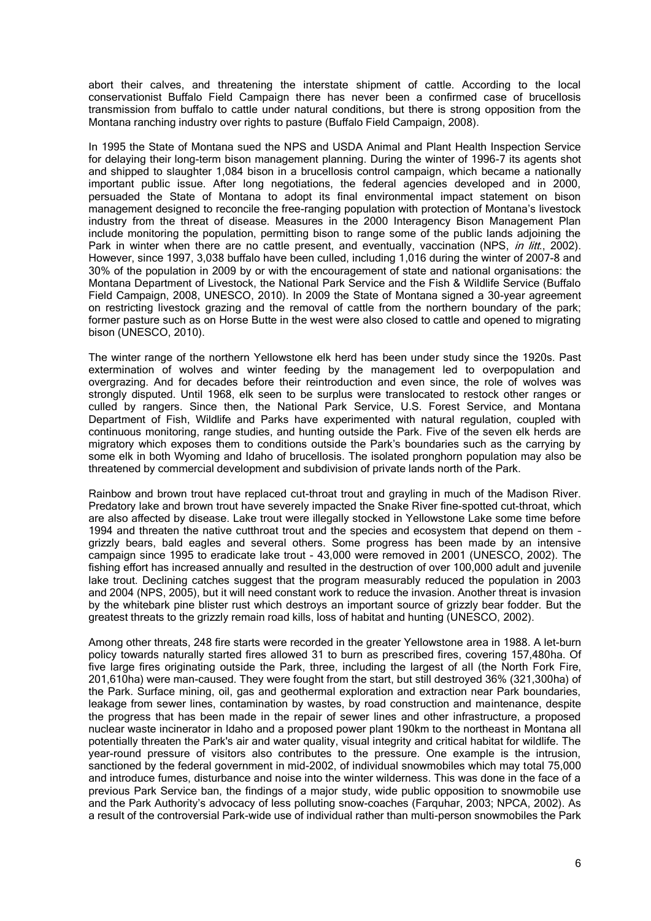abort their calves, and threatening the interstate shipment of cattle. According to the local conservationist Buffalo Field Campaign there has never been a confirmed case of brucellosis transmission from buffalo to cattle under natural conditions, but there is strong opposition from the Montana ranching industry over rights to pasture (Buffalo Field Campaign, 2008).

In 1995 the State of Montana sued the NPS and USDA Animal and Plant Health Inspection Service for delaying their long-term bison management planning. During the winter of 1996-7 its agents shot and shipped to slaughter 1,084 bison in a brucellosis control campaign, which became a nationally important public issue. After long negotiations, the federal agencies developed and in 2000, persuaded the State of Montana to adopt its final environmental impact statement on bison management designed to reconcile the free-ranging population with protection of Montana's livestock industry from the threat of disease. Measures in the 2000 Interagency Bison Management Plan include monitoring the population, permitting bison to range some of the public lands adjoining the Park in winter when there are no cattle present, and eventually, vaccination (NPS, *in litt.*, 2002). However, since 1997, 3,038 buffalo have been culled, including 1,016 during the winter of 2007-8 and 30% of the population in 2009 by or with the encouragement of state and national organisations: the Montana Department of Livestock, the National Park Service and the Fish & Wildlife Service (Buffalo Field Campaign, 2008, UNESCO, 2010). In 2009 the State of Montana signed a 30-year agreement on restricting livestock grazing and the removal of cattle from the northern boundary of the park; former pasture such as on Horse Butte in the west were also closed to cattle and opened to migrating bison (UNESCO, 2010).

The winter range of the northern Yellowstone elk herd has been under study since the 1920s. Past extermination of wolves and winter feeding by the management led to overpopulation and overgrazing. And for decades before their reintroduction and even since, the role of wolves was strongly disputed. Until 1968, elk seen to be surplus were translocated to restock other ranges or culled by rangers. Since then, the National Park Service, U.S. Forest Service, and Montana Department of Fish, Wildlife and Parks have experimented with natural regulation, coupled with continuous monitoring, range studies, and hunting outside the Park. Five of the seven elk herds are migratory which exposes them to conditions outside the Park's boundaries such as the carrying by some elk in both Wyoming and Idaho of brucellosis. The isolated pronghorn population may also be threatened by commercial development and subdivision of private lands north of the Park.

Rainbow and brown trout have replaced cut-throat trout and grayling in much of the Madison River. Predatory lake and brown trout have severely impacted the Snake River fine-spotted cut-throat, which are also affected by disease. Lake trout were illegally stocked in Yellowstone Lake some time before 1994 and threaten the native cutthroat trout and the species and ecosystem that depend on them – grizzly bears, bald eagles and several others. Some progress has been made by an intensive campaign since 1995 to eradicate lake trout - 43,000 were removed in 2001 (UNESCO, 2002). The fishing effort has increased annually and resulted in the destruction of over 100,000 adult and juvenile lake trout. Declining catches suggest that the program measurably reduced the population in 2003 and 2004 (NPS, 2005), but it will need constant work to reduce the invasion. Another threat is invasion by the whitebark pine blister rust which destroys an important source of grizzly bear fodder. But the greatest threats to the grizzly remain road kills, loss of habitat and hunting (UNESCO, 2002).

Among other threats, 248 fire starts were recorded in the greater Yellowstone area in 1988. A let-burn policy towards naturally started fires allowed 31 to burn as prescribed fires, covering 157,480ha. Of five large fires originating outside the Park, three, including the largest of all (the North Fork Fire, 201,610ha) were man-caused. They were fought from the start, but still destroyed 36% (321,300ha) of the Park. Surface mining, oil, gas and geothermal exploration and extraction near Park boundaries, leakage from sewer lines, contamination by wastes, by road construction and maintenance, despite the progress that has been made in the repair of sewer lines and other infrastructure, a proposed nuclear waste incinerator in Idaho and a proposed power plant 190km to the northeast in Montana all potentially threaten the Park's air and water quality, visual integrity and critical habitat for wildlife. The year-round pressure of visitors also contributes to the pressure. One example is the intrusion, sanctioned by the federal government in mid-2002, of individual snowmobiles which may total 75,000 and introduce fumes, disturbance and noise into the winter wilderness. This was done in the face of a previous Park Service ban, the findings of a major study, wide public opposition to snowmobile use and the Park Authority's advocacy of less polluting snow-coaches (Farquhar, 2003; NPCA, 2002). As a result of the controversial Park-wide use of individual rather than multi-person snowmobiles the Park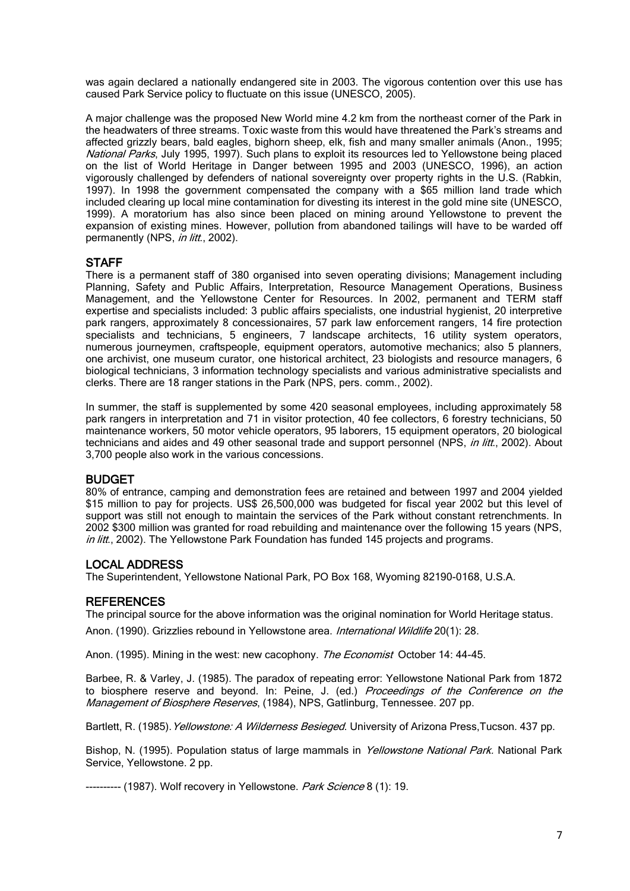was again declared a nationally endangered site in 2003. The vigorous contention over this use has caused Park Service policy to fluctuate on this issue (UNESCO, 2005).

A major challenge was the proposed New World mine 4.2 km from the northeast corner of the Park in the headwaters of three streams. Toxic waste from this would have threatened the Park's streams and affected grizzly bears, bald eagles, bighorn sheep, elk, fish and many smaller animals (Anon., 1995; *National Parks*, July 1995, 1997). Such plans to exploit its resources led to Yellowstone being placed on the list of World Heritage in Danger between 1995 and 2003 (UNESCO, 1996), an action vigorously challenged by defenders of national sovereignty over property rights in the U.S. (Rabkin, 1997). In 1998 the government compensated the company with a $65 million land trade which included clearing up local mine contamination for divesting its interest in the gold mine site (UNESCO, 1999). A moratorium has also since been placed on mining around Yellowstone to prevent the expansion of existing mines. However, pollution from abandoned tailings will have to be warded off permanently (NPS, *in litt*., 2002).

## STAFF

There is a permanent staff of 380 organised into seven operating divisions; Management including Planning, Safety and Public Affairs, Interpretation, Resource Management Operations, Business Management, and the Yellowstone Center for Resources. In 2002, permanent and TERM staff expertise and specialists included: 3 public affairs specialists, one industrial hygienist, 20 interpretive park rangers, approximately 8 concessionaires, 57 park law enforcement rangers, 14 fire protection specialists and technicians, 5 engineers, 7 landscape architects, 16 utility system operators, numerous journeymen, craftspeople, equipment operators, automotive mechanics; also 5 planners, one archivist, one museum curator, one historical architect, 23 biologists and resource managers, 6 biological technicians, 3 information technology specialists and various administrative specialists and clerks. There are 18 ranger stations in the Park (NPS, pers. comm., 2002).

In summer, the staff is supplemented by some 420 seasonal employees, including approximately 58 park rangers in interpretation and 71 in visitor protection, 40 fee collectors, 6 forestry technicians, 50 maintenance workers, 50 motor vehicle operators, 95 laborers, 15 equipment operators, 20 biological technicians and aides and 49 other seasonal trade and support personnel (NPS, *in litt*., 2002). About 3,700 people also work in the various concessions.

## BUDGET

80% of entrance, camping and demonstration fees are retained and between 1997 and 2004 yielded $15 million to pay for projects. US$ 26,500,000 was budgeted for fiscal year 2002 but this level of support was still not enough to maintain the services of the Park without constant retrenchments. In 2002 $300 million was granted for road rebuilding and maintenance over the following 15 years (NPS, *in litt*., 2002). The Yellowstone Park Foundation has funded 145 projects and programs.

## LOCAL ADDRESS

The Superintendent, Yellowstone National Park, PO Box 168, Wyoming 82190-0168, U.S.A.

## REFERENCES

The principal source for the above information was the original nomination for World Heritage status.

Anon. (1990). Grizzlies rebound in Yellowstone area. *International Wildlife* 20(1): 28.

Anon. (1995). Mining in the west: new cacophony. *The Economist* October 14: 44-45.

Barbee, R. & Varley, J. (1985). The paradox of repeating error: Yellowstone National Park from 1872 to biosphere reserve and beyond. In: Peine, J. (ed.) *Proceedings of the Conference on the Management of Biosphere Reserves*, (1984), NPS, Gatlinburg, Tennessee. 207 pp.

Bartlett, R. (1985). *Yellowstone: A Wilderness Besieged*. University of Arizona Press,Tucson. 437 pp.

Bishop, N. (1995). Population status of large mammals in *Yellowstone National Park.* National Park Service, Yellowstone. 2 pp.

---------- (1987). Wolf recovery in Yellowstone. *Park Science* 8 (1): 19.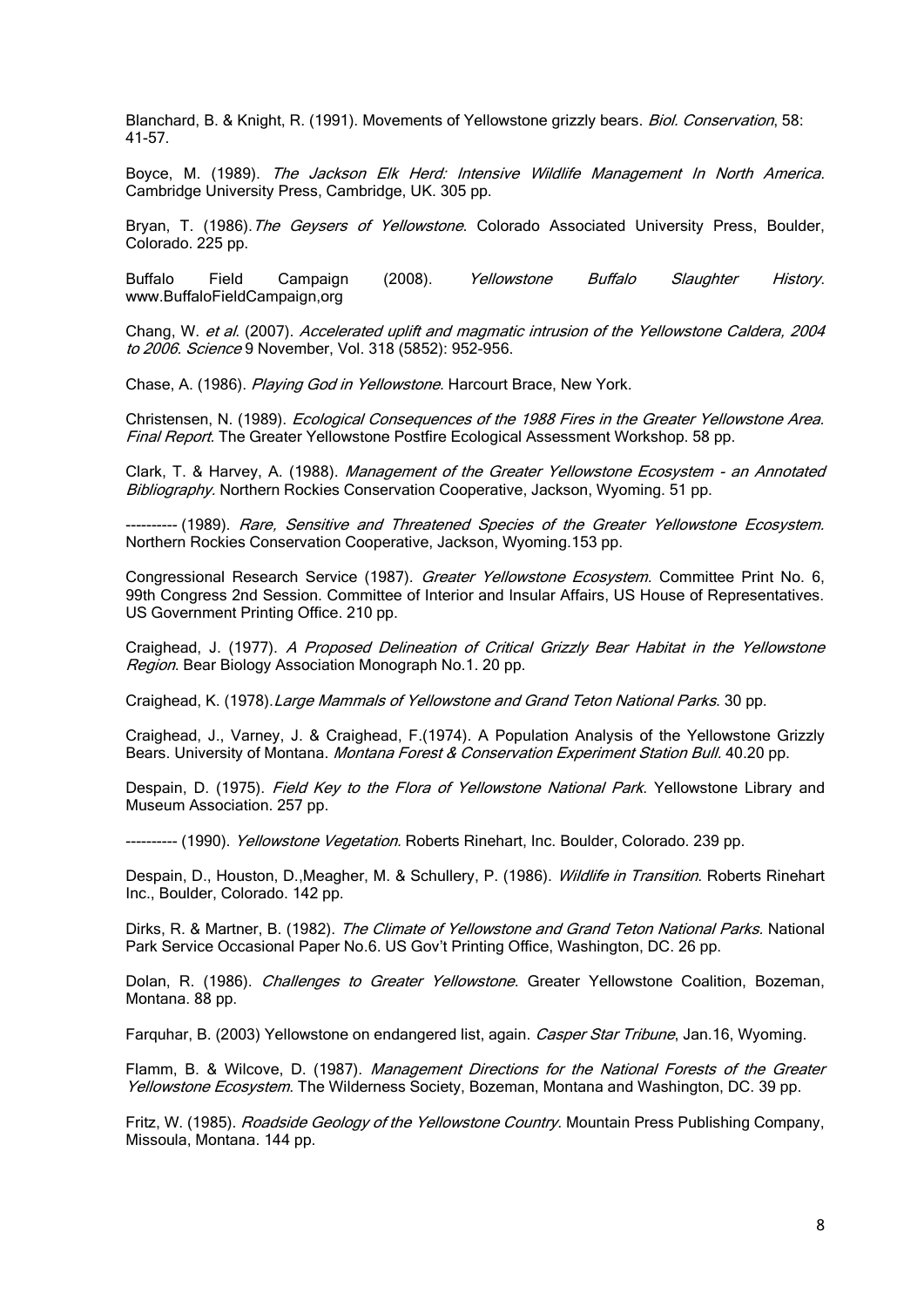Blanchard, B. & Knight, R. (1991). Movements of Yellowstone grizzly bears. *Biol. Conservation*, 58: 41-57.

Boyce, M. (1989). *The Jackson Elk Herd: Intensive Wildlife Management In North America*. Cambridge University Press, Cambridge, UK. 305 pp.

Bryan, T. (1986). *The Geysers of Yellowstone*. Colorado Associated University Press, Boulder, Colorado. 225 pp.

Buffalo Field Campaign (2008). *Yellowstone Buffalo Slaughter History*. www.BuffaloFieldCampaign,org

Chang, W. *et al*. (2007). *Accelerated uplift and magmatic intrusion of the Yellowstone Caldera, 2004 to 2006*. *Science* 9 November, Vol. 318 (5852): 952-956.

Chase, A. (1986). *Playing God in Yellowstone*. Harcourt Brace, New York.

Christensen, N. (1989). *Ecological Consequences of the 1988 Fires in the Greater Yellowstone Area. Final Report*. The Greater Yellowstone Postfire Ecological Assessment Workshop. 58 pp.

Clark, T. & Harvey, A. (1988). *Management of the Greater Yellowstone Ecosystem - an Annotated Bibliography.* Northern Rockies Conservation Cooperative, Jackson, Wyoming. 51 pp.

---------- (1989). *Rare, Sensitive and Threatened Species of the Greater Yellowstone Ecosystem.* Northern Rockies Conservation Cooperative, Jackson, Wyoming.153 pp.

Congressional Research Service (1987). *Greater Yellowstone Ecosystem*. Committee Print No. 6, 99th Congress 2nd Session. Committee of Interior and Insular Affairs, US House of Representatives. US Government Printing Office. 210 pp.

Craighead, J. (1977). *A Proposed Delineation of Critical Grizzly Bear Habitat in the Yellowstone Region*. Bear Biology Association Monograph No.1. 20 pp.

Craighead, K. (1978). *Large Mammals of Yellowstone and Grand Teton National Parks*. 30 pp.

Craighead, J., Varney, J. & Craighead, F.(1974). A Population Analysis of the Yellowstone Grizzly Bears. University of Montana. *Montana Forest & Conservation Experiment Station Bull*. 40.20 pp.

Despain, D. (1975). *Field Key to the Flora of Yellowstone National Park*. Yellowstone Library and Museum Association. 257 pp.

---------- (1990). *Yellowstone Vegetation.* Roberts Rinehart, Inc. Boulder, Colorado. 239 pp.

Despain, D., Houston, D.,Meagher, M. & Schullery, P. (1986). *Wildlife in Transition*. Roberts Rinehart Inc., Boulder, Colorado. 142 pp.

Dirks, R. & Martner, B. (1982). *The Climate of Yellowstone and Grand Teton National Parks.* National Park Service Occasional Paper No.6. US Gov't Printing Office, Washington, DC. 26 pp.

Dolan, R. (1986). *Challenges to Greater Yellowstone*. Greater Yellowstone Coalition, Bozeman, Montana. 88 pp.

Farquhar, B. (2003) Yellowstone on endangered list, again. *Casper Star Tribune*, Jan.16, Wyoming.

Flamm, B. & Wilcove, D. (1987). *Management Directions for the National Forests of the Greater Yellowstone Ecosystem*. The Wilderness Society, Bozeman, Montana and Washington, DC. 39 pp.

Fritz, W. (1985). *Roadside Geology of the Yellowstone Country*. Mountain Press Publishing Company, Missoula, Montana. 144 pp.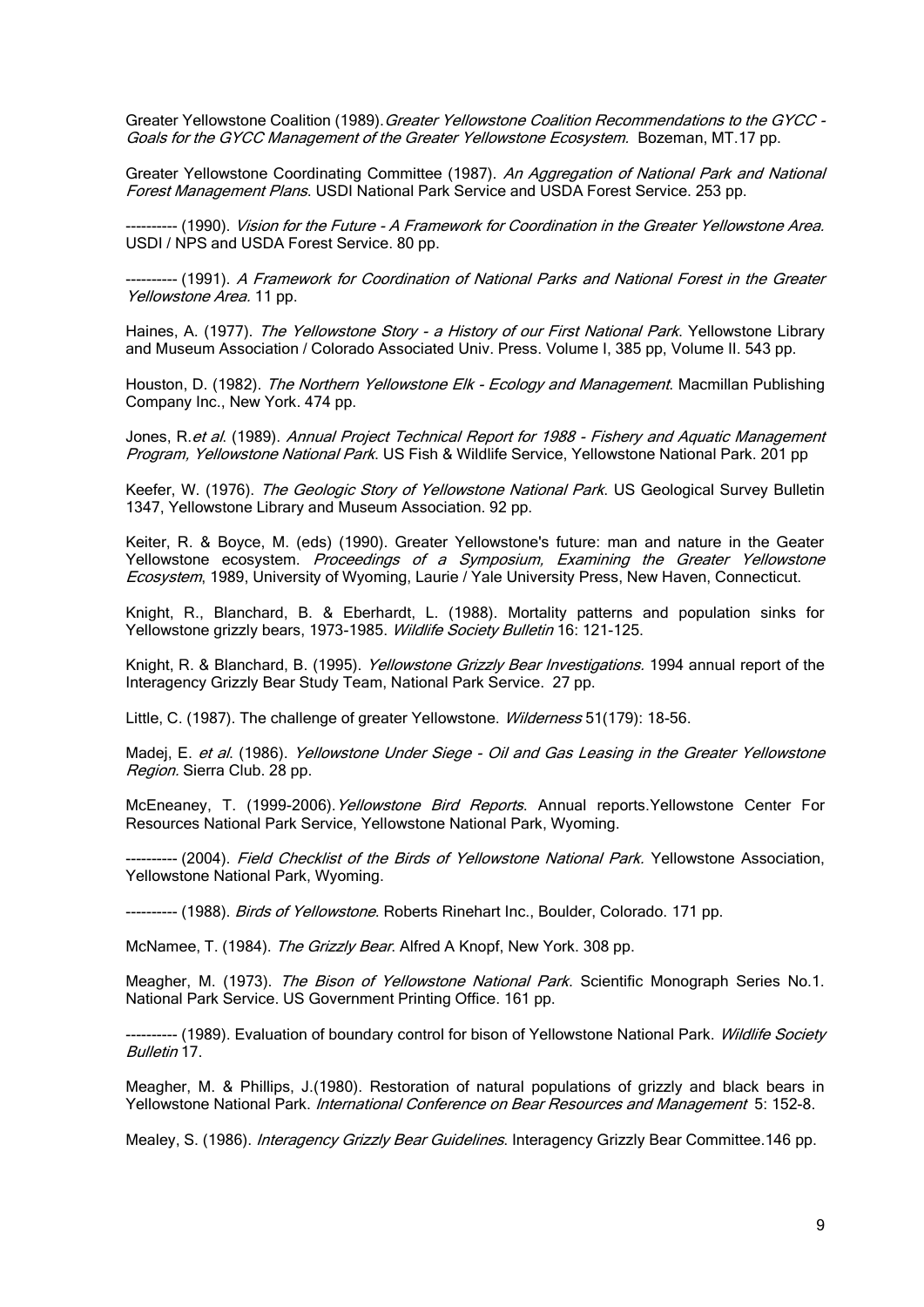Greater Yellowstone Coalition (1989). *Greater Yellowstone Coalition Recommendations to the GYCC - Goals for the GYCC Management of the Greater Yellowstone Ecosystem.* Bozeman, MT.17 pp.

Greater Yellowstone Coordinating Committee (1987). *An Aggregation of National Park and National Forest Management Plans*. USDI National Park Service and USDA Forest Service. 253 pp.

---------- (1990). *Vision for the Future - A Framework for Coordination in the Greater Yellowstone Area.* USDI / NPS and USDA Forest Service. 80 pp.

---------- (1991). *A Framework for Coordination of National Parks and National Forest in the Greater Yellowstone Area*. 11 pp.

Haines, A. (1977). *The Yellowstone Story - a History of our First National Park*. Yellowstone Library and Museum Association / Colorado Associated Univ. Press. Volume I, 385 pp, Volume II. 543 pp.

Houston, D. (1982). *The Northern Yellowstone Elk - Ecology and Management*. Macmillan Publishing Company Inc., New York. 474 pp.

Jones, R.*et al*. (1989). *Annual Project Technical Report for 1988 - Fishery and Aquatic Management Program, Yellowstone National Park*. US Fish & Wildlife Service, Yellowstone National Park. 201 pp

Keefer, W. (1976). *The Geologic Story of Yellowstone National Park*. US Geological Survey Bulletin 1347, Yellowstone Library and Museum Association. 92 pp.

Keiter, R. & Boyce, M. (eds) (1990). Greater Yellowstone's future: man and nature in the Geater Yellowstone ecosystem. *Proceedings of a Symposium, Examining the Greater Yellowstone Ecosystem*, 1989, University of Wyoming, Laurie / Yale University Press, New Haven, Connecticut.

Knight, R., Blanchard, B. & Eberhardt, L. (1988). Mortality patterns and population sinks for Yellowstone grizzly bears, 1973-1985. *Wildlife Society Bulletin* 16: 121-125.

Knight, R. & Blanchard, B. (1995). *Yellowstone Grizzly Bear Investigations.* 1994 annual report of the Interagency Grizzly Bear Study Team, National Park Service. 27 pp.

Little, C. (1987). The challenge of greater Yellowstone. *Wilderness* 51(179): 18-56.

Madej, E. *et al*. (1986). *Yellowstone Under Siege - Oil and Gas Leasing in the Greater Yellowstone Region.* Sierra Club. 28 pp.

McEneaney, T. (1999-2006). *Yellowstone Bird Reports*. Annual reports.Yellowstone Center For Resources National Park Service, Yellowstone National Park, Wyoming.

---------- (2004). *Field Checklist of the Birds of Yellowstone National Park.* Yellowstone Association, Yellowstone National Park, Wyoming.

---------- (1988). *Birds of Yellowstone*. Roberts Rinehart Inc., Boulder, Colorado. 171 pp.

McNamee, T. (1984). *The Grizzly Bear*. Alfred A Knopf, New York. 308 pp.

Meagher, M. (1973). *The Bison of Yellowstone National Park.* Scientific Monograph Series No.1. National Park Service. US Government Printing Office. 161 pp.

---------- (1989). Evaluation of boundary control for bison of Yellowstone National Park. *Wildlife Society Bulletin* 17.

Meagher, M. & Phillips, J.(1980). Restoration of natural populations of grizzly and black bears in Yellowstone National Park. *International Conference on Bear Resources and Management* 5: 152-8.

Mealey, S. (1986). *Interagency Grizzly Bear Guidelines*. Interagency Grizzly Bear Committee.146 pp.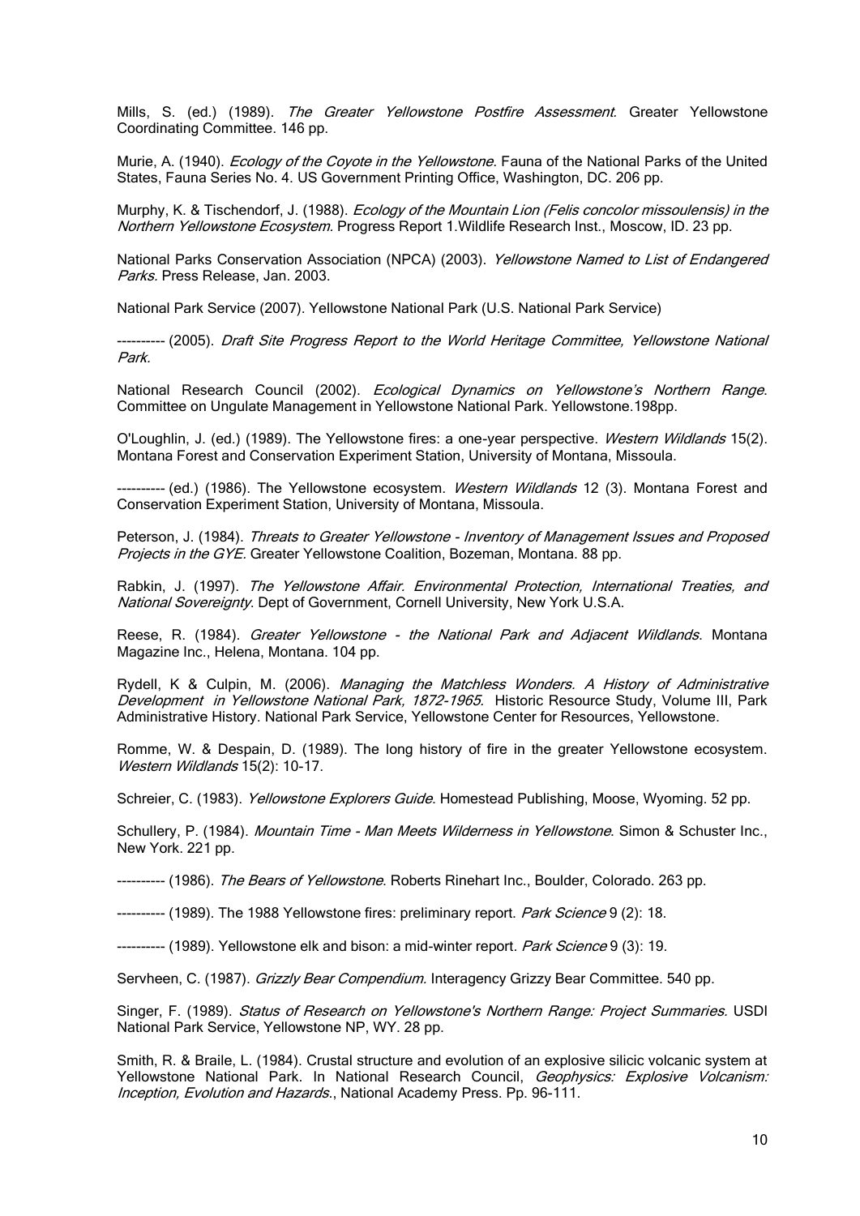Mills, S. (ed.) (1989). *The Greater Yellowstone Postfire Assessment.* Greater Yellowstone Coordinating Committee. 146 pp.

Murie, A. (1940). *Ecology of the Coyote in the Yellowstone*. Fauna of the National Parks of the United States, Fauna Series No. 4. US Government Printing Office, Washington, DC. 206 pp.

Murphy, K. & Tischendorf, J. (1988). *Ecology of the Mountain Lion (Felis concolor missoulensis) in the Northern Yellowstone Ecosystem.* Progress Report 1.Wildlife Research Inst., Moscow, ID. 23 pp.

National Parks Conservation Association (NPCA) (2003). *Yellowstone Named to List of Endangered Parks.* Press Release, Jan. 2003.

National Park Service (2007). Yellowstone National Park (U.S. National Park Service)

---------- (2005). *Draft Site Progress Report to the World Heritage Committee, Yellowstone National Park.*

National Research Council (2002). *Ecological Dynamics on Yellowstone's Northern Range*. Committee on Ungulate Management in Yellowstone National Park. Yellowstone.198pp.

O'Loughlin, J. (ed.) (1989). The Yellowstone fires: a one-year perspective. *Western Wildlands* 15(2). Montana Forest and Conservation Experiment Station, University of Montana, Missoula.

---------- (ed.) (1986). The Yellowstone ecosystem. *Western Wildlands* 12 (3). Montana Forest and Conservation Experiment Station, University of Montana, Missoula.

Peterson, J. (1984). *Threats to Greater Yellowstone - Inventory of Management Issues and Proposed Projects in the GYE.* Greater Yellowstone Coalition, Bozeman, Montana. 88 pp.

Rabkin, J. (1997). *The Yellowstone Affair. Environmental Protection, International Treaties, and National Sovereignty.* Dept of Government, Cornell University, New York U.S.A.

Reese, R. (1984). *Greater Yellowstone - the National Park and Adjacent Wildlands*. Montana Magazine Inc., Helena, Montana. 104 pp.

Rydell, K & Culpin, M. (2006). *Managing the Matchless Wonders. A History of Administrative Development in Yellowstone National Park, 1872-1965*. Historic Resource Study, Volume III, Park Administrative History. National Park Service, Yellowstone Center for Resources, Yellowstone.

Romme, W. & Despain, D. (1989). The long history of fire in the greater Yellowstone ecosystem. *Western Wildlands* 15(2): 10-17.

Schreier, C. (1983). *Yellowstone Explorers Guide*. Homestead Publishing, Moose, Wyoming. 52 pp.

Schullery, P. (1984). *Mountain Time - Man Meets Wilderness in Yellowstone*. Simon & Schuster Inc., New York. 221 pp.

---------- (1986). *The Bears of Yellowstone*. Roberts Rinehart Inc., Boulder, Colorado. 263 pp.

---------- (1989). The 1988 Yellowstone fires: preliminary report. *Park Science* 9 (2): 18.

---------- (1989). Yellowstone elk and bison: a mid-winter report. *Park Science* 9 (3): 19.

Servheen, C. (1987). *Grizzly Bear Compendium.* Interagency Grizzy Bear Committee. 540 pp.

Singer, F. (1989). *Status of Research on Yellowstone's Northern Range: Project Summaries.* USDI National Park Service, Yellowstone NP, WY. 28 pp.

Smith, R. & Braile, L. (1984). Crustal structure and evolution of an explosive silicic volcanic system at Yellowstone National Park. In National Research Council, *Geophysics: Explosive Volcanism: Inception, Evolution and Hazards.*, National Academy Press. Pp. 96-111.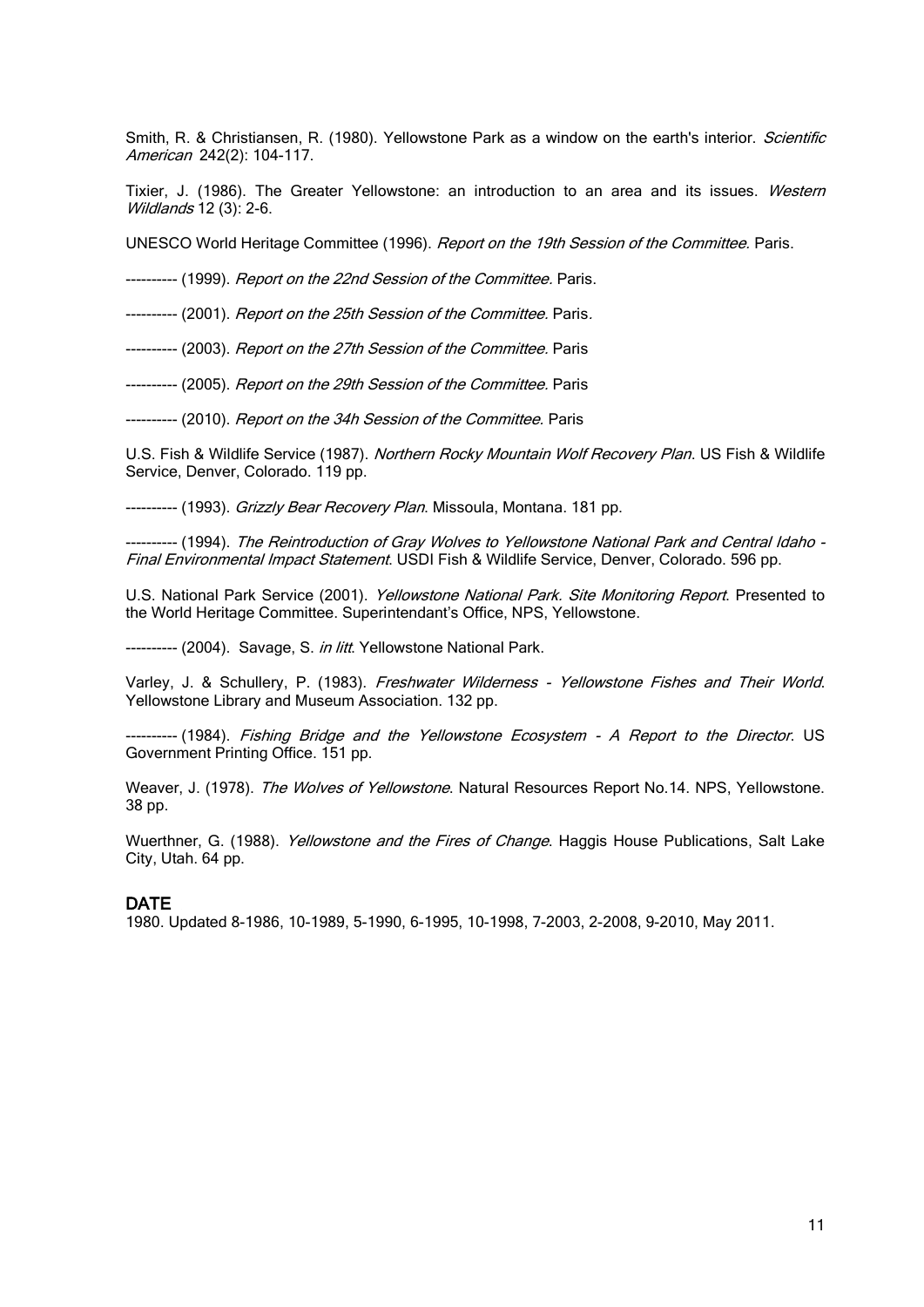Smith, R. & Christiansen, R. (1980). Yellowstone Park as a window on the earth's interior. *Scientific American* 242(2): 104-117.

Tixier, J. (1986). The Greater Yellowstone: an introduction to an area and its issues. *Western Wildlands* 12 (3): 2-6.

UNESCO World Heritage Committee (1996). *Report on the 19th Session of the Committee.* Paris.

---------- (1999). *Report on the 22nd Session of the Committee.* Paris.

---------- (2001). *Report on the 25th Session of the Committee.* Paris.

---------- (2003). *Report on the 27th Session of the Committee.* Paris

---------- (2005). *Report on the 29th Session of the Committee.* Paris

---------- (2010). *Report on the 34h Session of the Committee.* Paris

U.S. Fish & Wildlife Service (1987). *Northern Rocky Mountain Wolf Recovery Plan*. US Fish & Wildlife Service, Denver, Colorado. 119 pp.

---------- (1993). *Grizzly Bear Recovery Plan*. Missoula, Montana. 181 pp.

---------- (1994). *The Reintroduction of Gray Wolves to Yellowstone National Park and Central Idaho - Final Environmental Impact Statement*. USDI Fish & Wildlife Service, Denver, Colorado. 596 pp.

U.S. National Park Service (2001). *Yellowstone National Park. Site Monitoring Report*. Presented to the World Heritage Committee. Superintendant's Office, NPS, Yellowstone.

---------- (2004). Savage, S. *in litt*. Yellowstone National Park.

Varley, J. & Schullery, P. (1983). *Freshwater Wilderness - Yellowstone Fishes and Their World*. Yellowstone Library and Museum Association. 132 pp.

---------- (1984). *Fishing Bridge and the Yellowstone Ecosystem - A Report to the Director*. US Government Printing Office. 151 pp.

Weaver, J. (1978). *The Wolves of Yellowstone*. Natural Resources Report No.14. NPS, Yellowstone. 38 pp.

Wuerthner, G. (1988). *Yellowstone and the Fires of Change*. Haggis House Publications, Salt Lake City, Utah. 64 pp.

## DATE

1980. Updated 8-1986, 10-1989, 5-1990, 6-1995, 10-1998, 7-2003, 2-2008, 9-2010, May 2011.